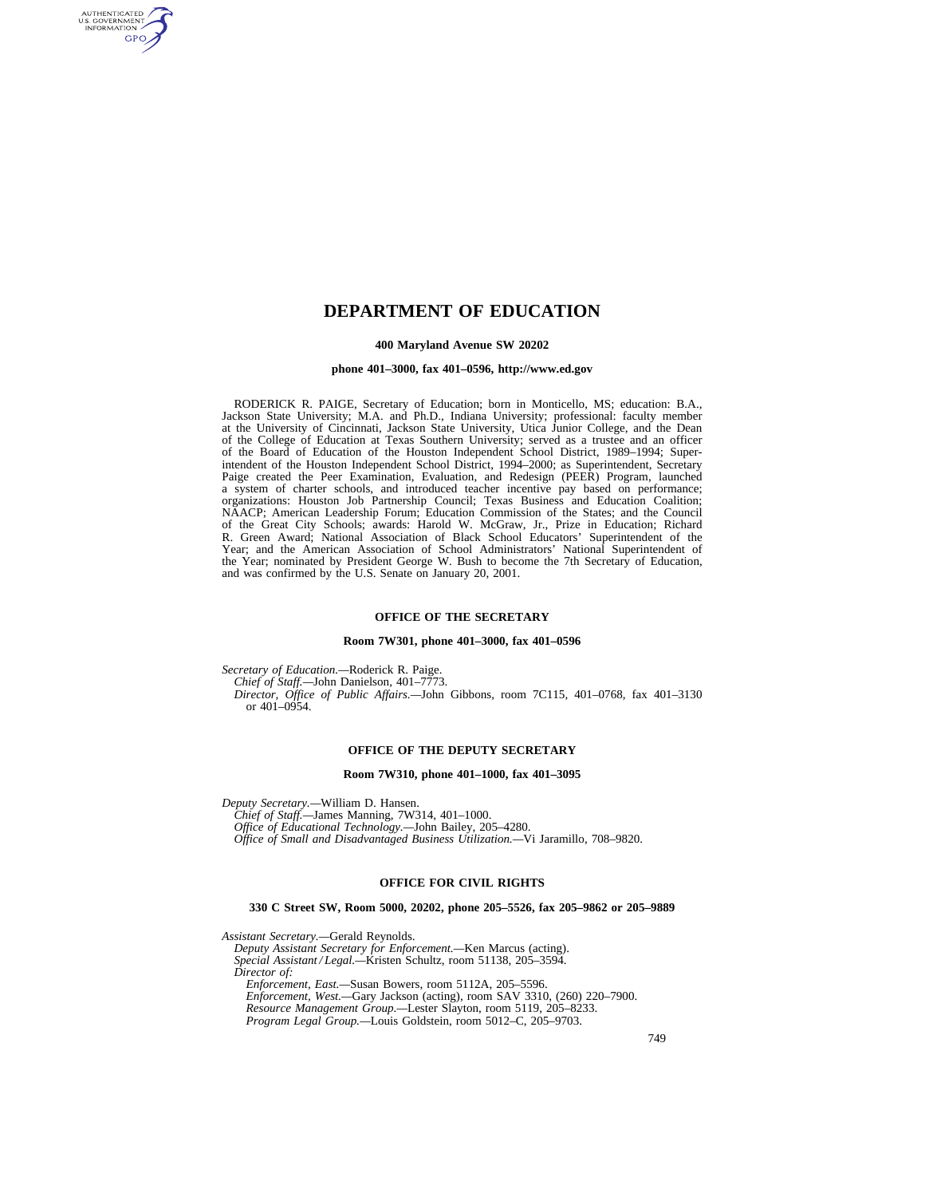# DEPARTMENT OF EDUCATION

**400 Maryland Avenue SW 20202**

**phone 401–3000, fax 401–0596, http://www.ed.gov**

RODERICK R. PAIGE, Secretary of Education; born in Monticello, MS; education: B.A., Jackson State University; M.A. and Ph.D., Indiana University; professional: faculty member at the University of Cincinnati, Jackson State University, Utica Junior College, and the Dean of the College of Education at Texas Southern University; served as a trustee and an officer of the Board of Education of the Houston Independent School District, 1989–1994; Superintendent of the Houston Independent School District, 1994–2000; as Superintendent, Secretary Paige created the Peer Examination, Evaluation, and Redesign (PEER) Program, launched a system of charter schools, and introduced teacher incentive pay based on performance; organizations: Houston Job Partnership Council; Texas Business and Education Coalition; NAACP; American Leadership Forum; Education Commission of the States; and the Council of the Great City Schools; awards: Harold W. McGraw, Jr., Prize in Education; Richard R. Green Award; National Association of Black School Educators' Superintendent of the Year; and the American Association of School Administrators' National Superintendent of the Year; nominated by President George W. Bush to become the 7th Secretary of Education, and was confirmed by the U.S. Senate on January 20, 2001.

## OFFICE OF THE SECRETARY

**Room 7W301, phone 401–3000, fax 401–0596**

*Secretary of Education.*—Roderick R. Paige.
*Chief of Staff.*—John Danielson, 401–7773.
*Director, Office of Public Affairs.*—John Gibbons, room 7C115, 401–0768, fax 401–3130 or 401–0954.

## OFFICE OF THE DEPUTY SECRETARY

**Room 7W310, phone 401–1000, fax 401–3095**

*Deputy Secretary.*—William D. Hansen.
*Chief of Staff.*—James Manning, 7W314, 401–1000.
*Office of Educational Technology.*—John Bailey, 205–4280.
*Office of Small and Disadvantaged Business Utilization.*—Vi Jaramillo, 708–9820.

## OFFICE FOR CIVIL RIGHTS

**330 C Street SW, Room 5000, 20202, phone 205–5526, fax 205–9862 or 205–9889**

*Assistant Secretary.*—Gerald Reynolds.
*Deputy Assistant Secretary for Enforcement.*—Ken Marcus (acting).
*Special Assistant / Legal.*—Kristen Schultz, room 51138, 205–3594.
*Director of:*
*Enforcement, East.*—Susan Bowers, room 5112A, 205–5596.
*Enforcement, West.*—Gary Jackson (acting), room SAV 3310, (260) 220–7900.
*Resource Management Group.*—Lester Slayton, room 5119, 205–8233.
*Program Legal Group.*—Louis Goldstein, room 5012–C, 205–9703.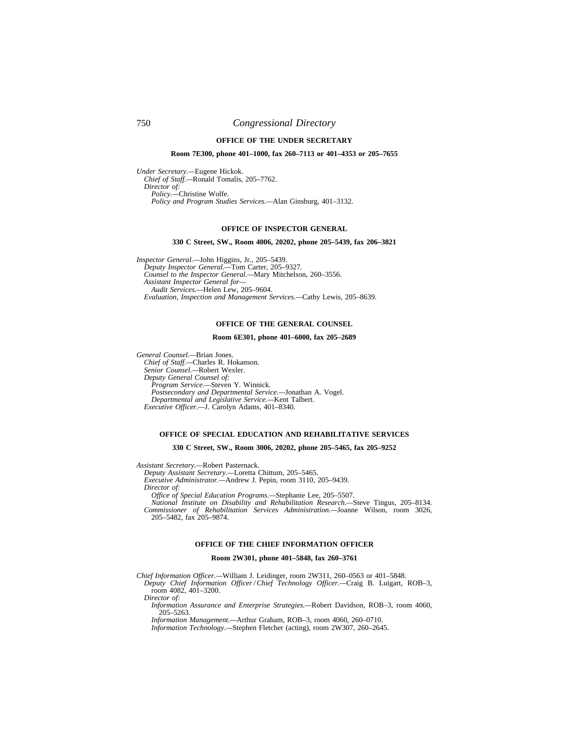## OFFICE OF THE UNDER SECRETARY

**Room 7E300, phone 401–1000, fax 260–7113 or 401–4353 or 205–7655**

*Under Secretary.*—Eugene Hickok.
*Chief of Staff.*—Ronald Tomalis, 205–7762.
*Director of:*
*Policy.*—Christine Wolfe.
*Policy and Program Studies Services.*—Alan Ginsburg, 401–3132.

## OFFICE OF INSPECTOR GENERAL

**330 C Street, SW., Room 4006, 20202, phone 205–5439, fax 206–3821**

*Inspector General.*—John Higgins, Jr., 205–5439.
*Deputy Inspector General.*—Tom Carter, 205–9327.
*Counsel to the Inspector General.*—Mary Mitchelson, 260–3556.
*Assistant Inspector General for—*
*Audit Services.*—Helen Lew, 205–9604.
*Evaluation, Inspection and Management Services.*—Cathy Lewis, 205–8639.

## OFFICE OF THE GENERAL COUNSEL

**Room 6E301, phone 401–6000, fax 205–2689**

*General Counsel.*—Brian Jones.
*Chief of Staff.*—Charles R. Hokanson.
*Senior Counsel.*—Robert Wexler.
*Deputy General Counsel of:*
*Program Service.*—Steven Y. Winnick.
*Postsecondary and Departmental Service.*—Jonathan A. Vogel.
*Departmental and Legislative Service.*—Kent Talbert.
*Executive Officer.*—J. Carolyn Adams, 401–8340.

## OFFICE OF SPECIAL EDUCATION AND REHABILITATIVE SERVICES

**330 C Street, SW., Room 3006, 20202, phone 205–5465, fax 205–9252**

*Assistant Secretary.*—Robert Pasternack.
*Deputy Assistant Secretary.*—Loretta Chittum, 205–5465.
*Executive Administrator.*—Andrew J. Pepin, room 3110, 205–9439.
*Director of:*
*Office of Special Education Programs.*—Stephanie Lee, 205–5507.
*National Institute on Disability and Rehabilitation Research.*—Steve Tingus, 205–8134.
*Commissioner of Rehabilitation Services Administration.*—Joanne Wilson, room 3026, 205–5482, fax 205–9874.

## OFFICE OF THE CHIEF INFORMATION OFFICER

**Room 2W301, phone 401–5848, fax 260–3761**

*Chief Information Officer.*—William J. Leidinger, room 2W311, 260–0563 or 401–5848.
*Deputy Chief Information Officer / Chief Technology Officer.*—Craig B. Luigart, ROB–3, room 4082, 401–3200.
*Director of:*
*Information Assurance and Enterprise Strategies.*—Robert Davidson, ROB–3, room 4060, 205–5263.
*Information Management.*—Arthur Graham, ROB–3, room 4060, 260–0710.
*Information Technology.*—Stephen Fletcher (acting), room 2W307, 260–2645.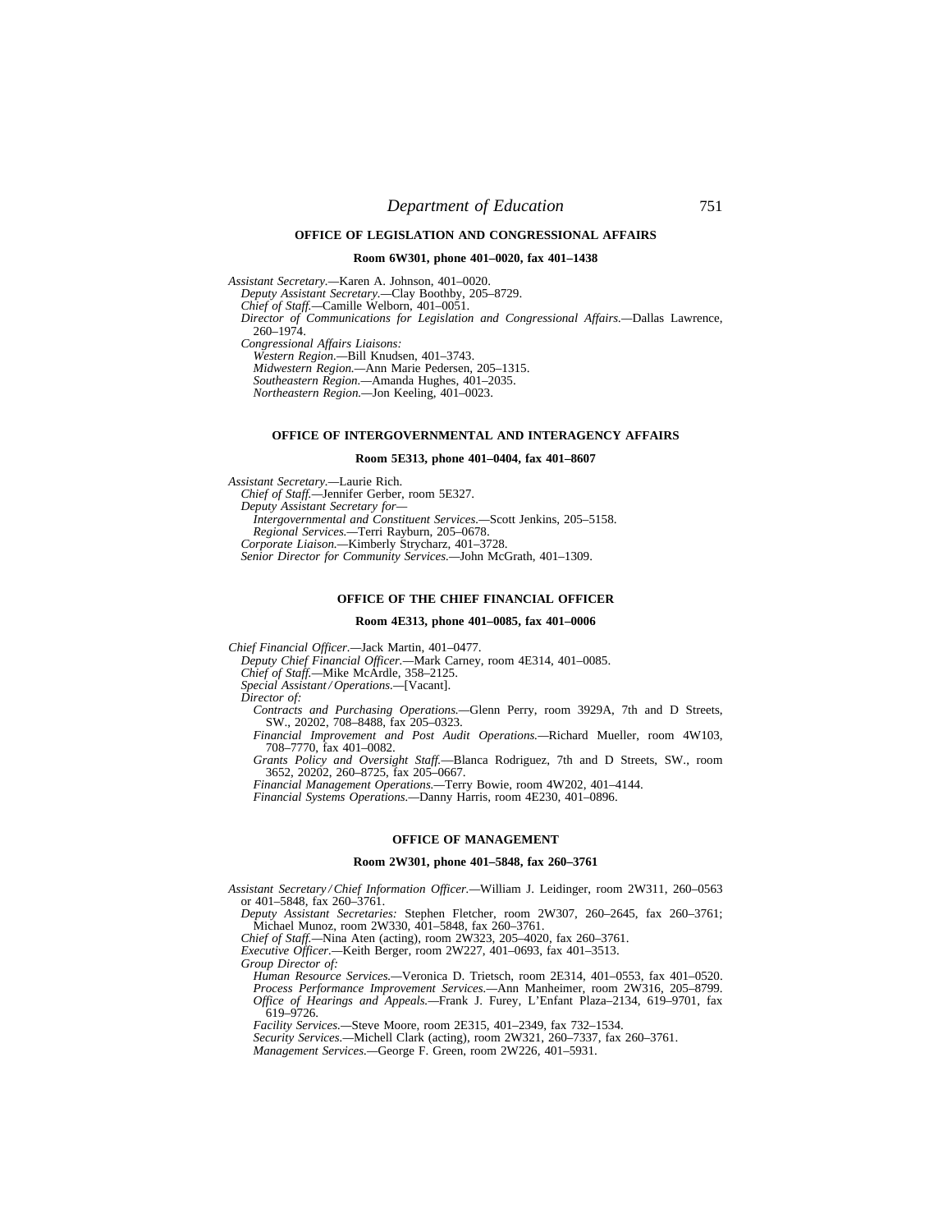## OFFICE OF LEGISLATION AND CONGRESSIONAL AFFAIRS

**Room 6W301, phone 401–0020, fax 401–1438**

*Assistant Secretary.*—Karen A. Johnson, 401–0020.
*Deputy Assistant Secretary.*—Clay Boothby, 205–8729.
*Chief of Staff.*—Camille Welborn, 401–0051.
*Director of Communications for Legislation and Congressional Affairs.*—Dallas Lawrence, 260–1974.
*Congressional Affairs Liaisons:*
*Western Region.*—Bill Knudsen, 401–3743.
*Midwestern Region.*—Ann Marie Pedersen, 205–1315.
*Southeastern Region.*—Amanda Hughes, 401–2035.
*Northeastern Region.*—Jon Keeling, 401–0023.

## OFFICE OF INTERGOVERNMENTAL AND INTERAGENCY AFFAIRS

**Room 5E313, phone 401–0404, fax 401–8607**

*Assistant Secretary.*—Laurie Rich.
*Chief of Staff.*—Jennifer Gerber, room 5E327.
*Deputy Assistant Secretary for—*
*Intergovernmental and Constituent Services.*—Scott Jenkins, 205–5158.
*Regional Services.*—Terri Rayburn, 205–0678.
*Corporate Liaison.*—Kimberly Strycharz, 401–3728.
*Senior Director for Community Services.*—John McGrath, 401–1309.

## OFFICE OF THE CHIEF FINANCIAL OFFICER

**Room 4E313, phone 401–0085, fax 401–0006**

*Chief Financial Officer.*—Jack Martin, 401–0477.
*Deputy Chief Financial Officer.*—Mark Carney, room 4E314, 401–0085.
*Chief of Staff.*—Mike McArdle, 358–2125.
*Special Assistant / Operations.*—[Vacant].
*Director of:*
*Contracts and Purchasing Operations.*—Glenn Perry, room 3929A, 7th and D Streets, SW., 20202, 708–8488, fax 205–0323.
*Financial Improvement and Post Audit Operations.*—Richard Mueller, room 4W103, 708–7770, fax 401–0082.
*Grants Policy and Oversight Staff.*—Blanca Rodriguez, 7th and D Streets, SW., room 3652, 20202, 260–8725, fax 205–0667.
*Financial Management Operations.*—Terry Bowie, room 4W202, 401–4144.
*Financial Systems Operations.*—Danny Harris, room 4E230, 401–0896.

## OFFICE OF MANAGEMENT

**Room 2W301, phone 401–5848, fax 260–3761**

*Assistant Secretary / Chief Information Officer.*—William J. Leidinger, room 2W311, 260–0563 or 401–5848, fax 260–3761.
*Deputy Assistant Secretaries:* Stephen Fletcher, room 2W307, 260–2645, fax 260–3761; Michael Munoz, room 2W330, 401–5848, fax 260–3761.
*Chief of Staff.*—Nina Aten (acting), room 2W323, 205–4020, fax 260–3761.
*Executive Officer.*—Keith Berger, room 2W227, 401–0693, fax 401–3513.
*Group Director of:*
*Human Resource Services.*—Veronica D. Trietsch, room 2E314, 401–0553, fax 401–0520.
*Process Performance Improvement Services.*—Ann Manheimer, room 2W316, 205–8799.
*Office of Hearings and Appeals.*—Frank J. Furey, L'Enfant Plaza–2134, 619–9701, fax 619–9726.
*Facility Services.*—Steve Moore, room 2E315, 401–2349, fax 732–1534.
*Security Services.*—Michell Clark (acting), room 2W321, 260–7337, fax 260–3761.
*Management Services.*—George F. Green, room 2W226, 401–5931.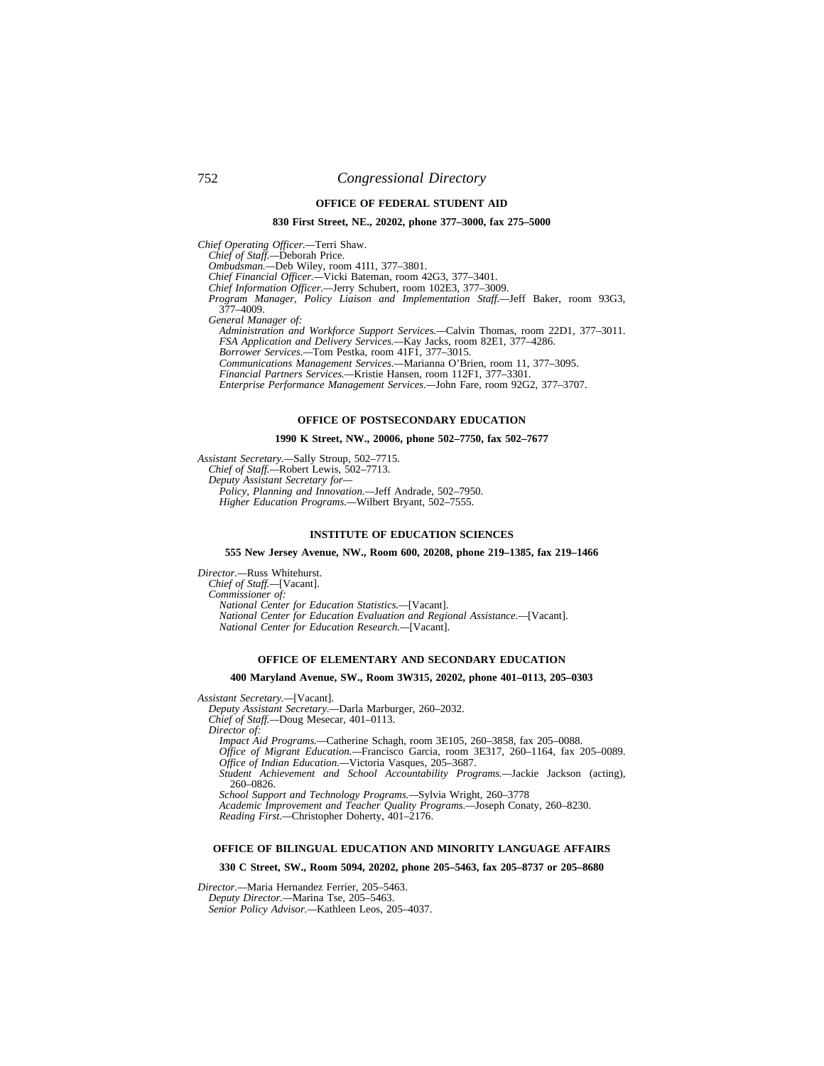## OFFICE OF FEDERAL STUDENT AID

**830 First Street, NE., 20202, phone 377–3000, fax 275–5000**

*Chief Operating Officer.*—Terri Shaw.
*Chief of Staff.*—Deborah Price.
*Ombudsman.*—Deb Wiley, room 41I1, 377–3801.
*Chief Financial Officer.*—Vicki Bateman, room 42G3, 377–3401.
*Chief Information Officer.*—Jerry Schubert, room 102E3, 377–3009.
*Program Manager, Policy Liaison and Implementation Staff.*—Jeff Baker, room 93G3, 377–4009.
*General Manager of:*
*Administration and Workforce Support Services.*—Calvin Thomas, room 22D1, 377–3011.
*FSA Application and Delivery Services.*—Kay Jacks, room 82E1, 377–4286.
*Borrower Services.*—Tom Pestka, room 41F1, 377–3015.
*Communications Management Services.*—Marianna O'Brien, room 11, 377–3095.
*Financial Partners Services.*—Kristie Hansen, room 112F1, 377–3301.
*Enterprise Performance Management Services.*—John Fare, room 92G2, 377–3707.

## OFFICE OF POSTSECONDARY EDUCATION

**1990 K Street, NW., 20006, phone 502–7750, fax 502–7677**

*Assistant Secretary.*—Sally Stroup, 502–7715.
*Chief of Staff.*—Robert Lewis, 502–7713.
*Deputy Assistant Secretary for—*
*Policy, Planning and Innovation.*—Jeff Andrade, 502–7950.
*Higher Education Programs.*—Wilbert Bryant, 502–7555.

## INSTITUTE OF EDUCATION SCIENCES

**555 New Jersey Avenue, NW., Room 600, 20208, phone 219–1385, fax 219–1466**

*Director.*—Russ Whitehurst.
*Chief of Staff.*—[Vacant].
*Commissioner of:*
*National Center for Education Statistics.*—[Vacant].
*National Center for Education Evaluation and Regional Assistance.*—[Vacant].
*National Center for Education Research.*—[Vacant].

## OFFICE OF ELEMENTARY AND SECONDARY EDUCATION

**400 Maryland Avenue, SW., Room 3W315, 20202, phone 401–0113, 205–0303**

*Assistant Secretary.*—[Vacant].
*Deputy Assistant Secretary.*—Darla Marburger, 260–2032.
*Chief of Staff.*—Doug Mesecar, 401–0113.
*Director of:*
*Impact Aid Programs.*—Catherine Schagh, room 3E105, 260–3858, fax 205–0088.
*Office of Migrant Education.*—Francisco Garcia, room 3E317, 260–1164, fax 205–0089.
*Office of Indian Education.*—Victoria Vasques, 205–3687.
*Student Achievement and School Accountability Programs.*—Jackie Jackson (acting), 260–0826.
*School Support and Technology Programs.*—Sylvia Wright, 260–3778
*Academic Improvement and Teacher Quality Programs.*—Joseph Conaty, 260–8230.
*Reading First.*—Christopher Doherty, 401–2176.

## OFFICE OF BILINGUAL EDUCATION AND MINORITY LANGUAGE AFFAIRS

**330 C Street, SW., Room 5094, 20202, phone 205–5463, fax 205–8737 or 205–8680**

*Director.*—Maria Hernandez Ferrier, 205–5463.
*Deputy Director.*—Marina Tse, 205–5463.
*Senior Policy Advisor.*—Kathleen Leos, 205–4037.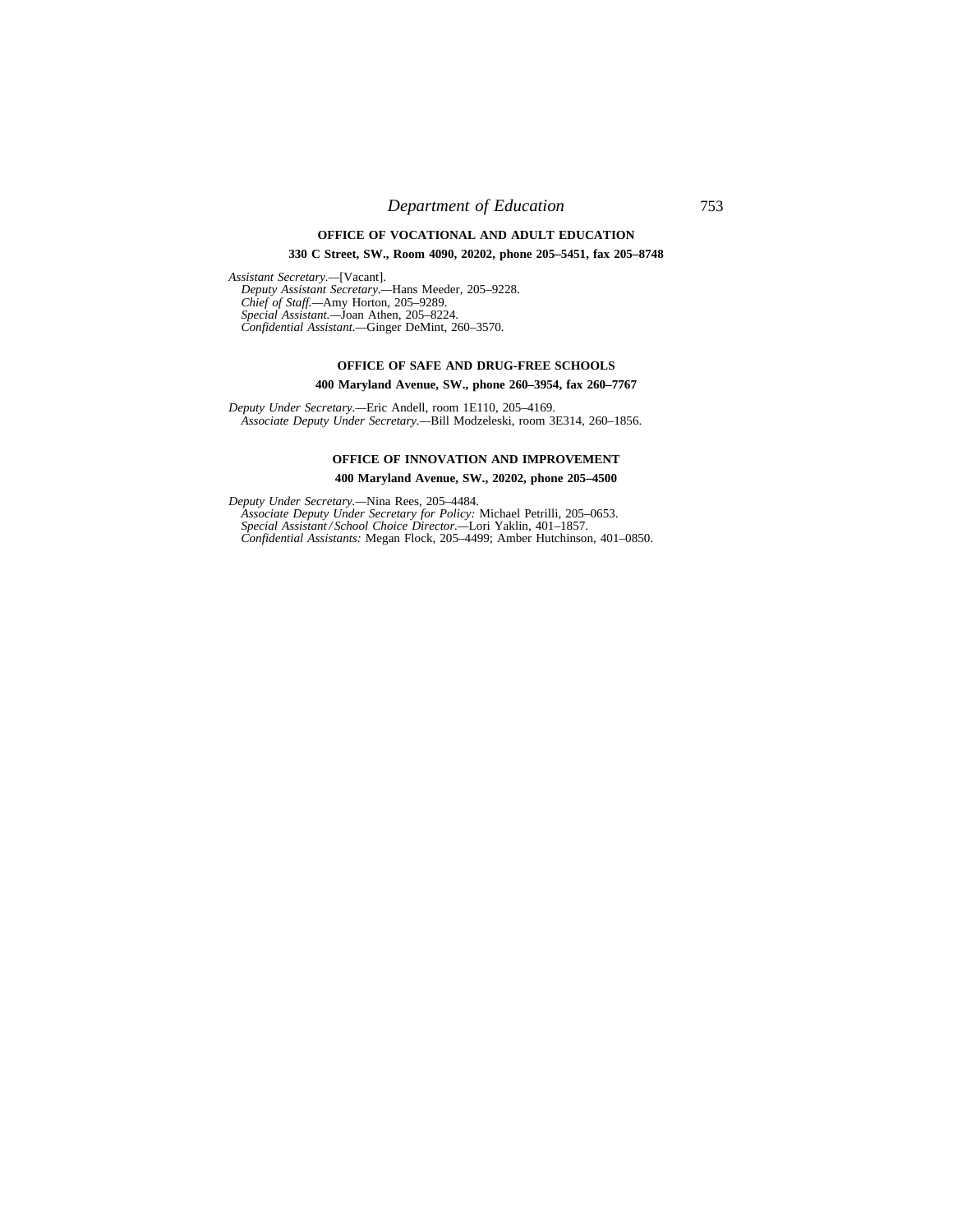**OFFICE OF VOCATIONAL AND ADULT EDUCATION**

**330 C Street, SW., Room 4090, 20202, phone 205–5451, fax 205–8748**

*Assistant Secretary.*—[Vacant].
  *Deputy Assistant Secretary.*—Hans Meeder, 205–9228.
  *Chief of Staff.*—Amy Horton, 205–9289.
  *Special Assistant.*—Joan Athen, 205–8224.
  *Confidential Assistant.*—Ginger DeMint, 260–3570.

**OFFICE OF SAFE AND DRUG-FREE SCHOOLS**

**400 Maryland Avenue, SW., phone 260–3954, fax 260–7767**

*Deputy Under Secretary.*—Eric Andell, room 1E110, 205–4169.
  *Associate Deputy Under Secretary.*—Bill Modzeleski, room 3E314, 260–1856.

**OFFICE OF INNOVATION AND IMPROVEMENT**

**400 Maryland Avenue, SW., 20202, phone 205–4500**

*Deputy Under Secretary.*—Nina Rees, 205–4484.
  *Associate Deputy Under Secretary for Policy:* Michael Petrilli, 205–0653.
  *Special Assistant / School Choice Director.*—Lori Yaklin, 401–1857.
  *Confidential Assistants:* Megan Flock, 205–4499; Amber Hutchinson, 401–0850.